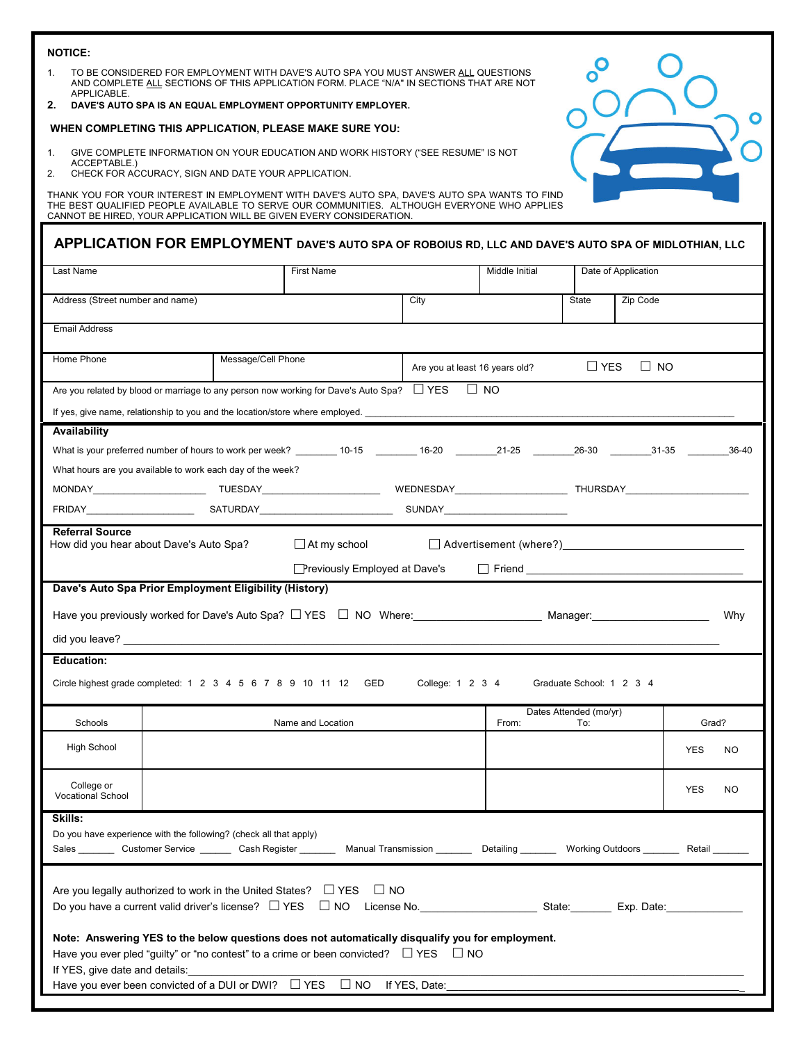**NOTICE:**

1. TO BE CONSIDERED FOR EMPLOYMENT WITH DAVE'S AUTO SPA YOU MUST ANSWER ALL QUESTIONS AND COMPLETE ALL SECTIONS OF THIS APPLICATION FORM. PLACE "N/A" IN SECTIONS THAT ARE NOT APPLICABLE.
2. **DAVE'S AUTO SPA IS AN EQUAL EMPLOYMENT OPPORTUNITY EMPLOYER.**

**WHEN COMPLETING THIS APPLICATION, PLEASE MAKE SURE YOU:**

1. GIVE COMPLETE INFORMATION ON YOUR EDUCATION AND WORK HISTORY ("SEE RESUME" IS NOT ACCEPTABLE.)
2. CHECK FOR ACCURACY, SIGN AND DATE YOUR APPLICATION.

THANK YOU FOR YOUR INTEREST IN EMPLOYMENT WITH DAVE'S AUTO SPA, DAVE'S AUTO SPA WANTS TO FIND THE BEST QUALIFIED PEOPLE AVAILABLE TO SERVE OUR COMMUNITIES. ALTHOUGH EVERYONE WHO APPLIES CANNOT BE HIRED, YOUR APPLICATION WILL BE GIVEN EVERY CONSIDERATION.

# APPLICATION FOR EMPLOYMENT DAVE'S AUTO SPA OF ROBOIUS RD, LLC AND DAVE'S AUTO SPA OF MIDLOTHIAN, LLC

| Last Name | First Name | Middle Initial | Date of Application |
|---|---|---|---|
| | | | |

| Address (Street number and name) | City | State | Zip Code |
|---|---|---|---|
| | | | |

Email Address

| Home Phone | Message/Cell Phone | Are you at least 16 years old? ☐ YES ☐ NO |
|---|---|---|
| | | |

Are you related by blood or marriage to any person now working for Dave's Auto Spa? ☐ YES ☐ NO

If yes, give name, relationship to you and the location/store where employed. ____________________

**Availability**

What is your preferred number of hours to work per week? ________ 10-15 ________ 16-20 ________ 21-25 ________ 26-30 ________ 31-35 ________ 36-40

What hours are you available to work each day of the week?

MONDAY____________ TUESDAY____________ WEDNESDAY____________ THURSDAY____________

FRIDAY____________ SATURDAY____________ SUNDAY____________

**Referral Source**

How did you hear about Dave's Auto Spa? ☐ At my school ☐ Advertisement (where?)____________________

☐ Previously Employed at Dave's ☐ Friend ____________________

**Dave's Auto Spa Prior Employment Eligibility (History)**

Have you previously worked for Dave's Auto Spa? ☐ YES ☐ NO Where:____________ Manager:____________ Why did you leave? ____________________

**Education:**

Circle highest grade completed: 1 2 3 4 5 6 7 8 9 10 11 12 GED College: 1 2 3 4 Graduate School: 1 2 3 4

| Schools | Name and Location | Dates Attended (mo/yr) From: To: | Grad? |
|---|---|---|---|
| High School | | | YES NO |
| College or Vocational School | | | YES NO |

**Skills:**

Do you have experience with the following? (check all that apply)

Sales _______ Customer Service ______ Cash Register _______ Manual Transmission _______ Detailing _______ Working Outdoors _______ Retail _______

Are you legally authorized to work in the United States? ☐ YES ☐ NO

Do you have a current valid driver's license? ☐ YES ☐ NO License No.____________ State:_______ Exp. Date:__________

**Note: Answering YES to the below questions does not automatically disqualify you for employment.**

Have you ever pled "guilty" or "no contest" to a crime or been convicted? ☐ YES ☐ NO

If YES, give date and details:____________________

Have you ever been convicted of a DUI or DWI? ☐ YES ☐ NO If YES, Date:____________________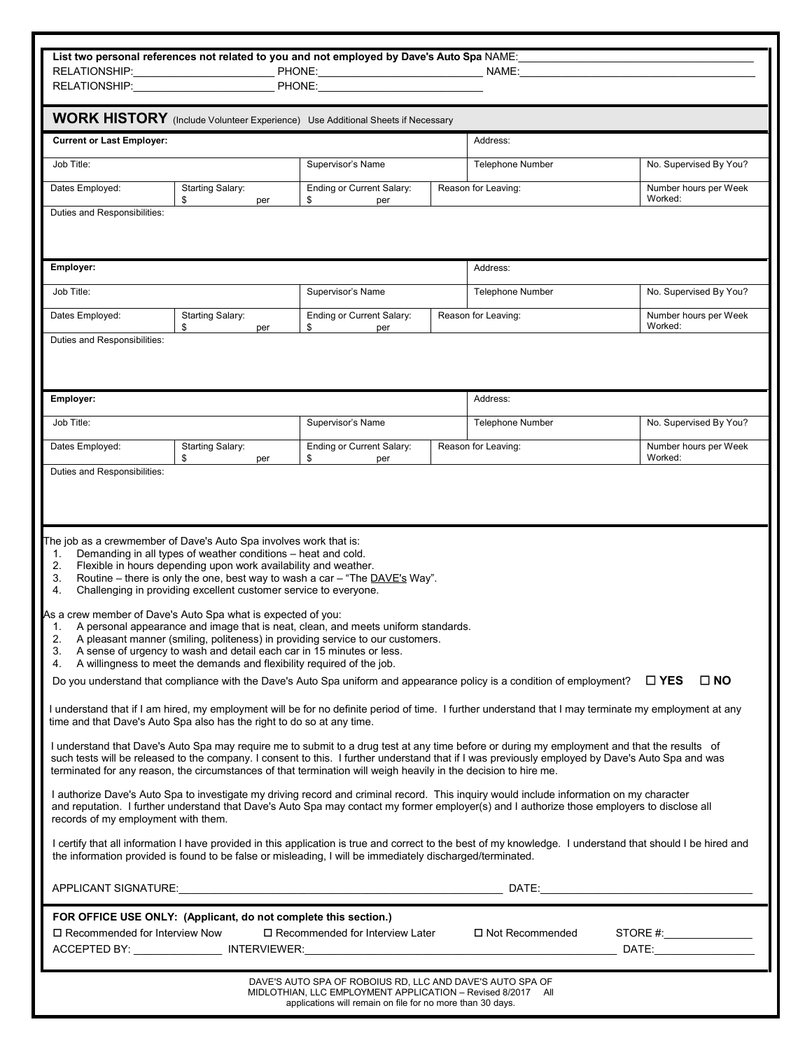**List two personal references not related to you and not employed by Dave's Auto Spa** NAME:______________________________

RELATIONSHIP:____________________ PHONE:______________________ NAME:______________________________

RELATIONSHIP:____________________ PHONE:______________________

## WORK HISTORY (Include Volunteer Experience) Use Additional Sheets if Necessary

| | | | | |
|---|---|---|---|---|
| **Current or Last Employer:** | | | Address: | |
| Job Title: | | Supervisor's Name | Telephone Number | No. Supervised By You? |
| Dates Employed: | Starting Salary: $ per | Ending or Current Salary: $ per | Reason for Leaving: | Number hours per Week Worked: |
| Duties and Responsibilities: | | | | |

| | | | | |
|---|---|---|---|---|
| **Employer:** | | | Address: | |
| Job Title: | | Supervisor's Name | Telephone Number | No. Supervised By You? |
| Dates Employed: | Starting Salary: $ per | Ending or Current Salary: $ per | Reason for Leaving: | Number hours per Week Worked: |
| Duties and Responsibilities: | | | | |

| | | | | |
|---|---|---|---|---|
| **Employer:** | | | Address: | |
| Job Title: | | Supervisor's Name | Telephone Number | No. Supervised By You? |
| Dates Employed: | Starting Salary: $ per | Ending or Current Salary: $ per | Reason for Leaving: | Number hours per Week Worked: |
| Duties and Responsibilities: | | | | |

The job as a crewmember of Dave's Auto Spa involves work that is:

1. Demanding in all types of weather conditions – heat and cold.
2. Flexible in hours depending upon work availability and weather.
3. Routine – there is only the one, best way to wash a car – "The DAVE's Way".
4. Challenging in providing excellent customer service to everyone.

As a crew member of Dave's Auto Spa what is expected of you:

1. A personal appearance and image that is neat, clean, and meets uniform standards.
2. A pleasant manner (smiling, politeness) in providing service to our customers.
3. A sense of urgency to wash and detail each car in 15 minutes or less.
4. A willingness to meet the demands and flexibility required of the job.

Do you understand that compliance with the Dave's Auto Spa uniform and appearance policy is a condition of employment? ☐ **YES** ☐ **NO**

I understand that if I am hired, my employment will be for no definite period of time. I further understand that I may terminate my employment at any time and that Dave's Auto Spa also has the right to do so at any time.

I understand that Dave's Auto Spa may require me to submit to a drug test at any time before or during my employment and that the results of such tests will be released to the company. I consent to this. I further understand that if I was previously employed by Dave's Auto Spa and was terminated for any reason, the circumstances of that termination will weigh heavily in the decision to hire me.

I authorize Dave's Auto Spa to investigate my driving record and criminal record. This inquiry would include information on my character and reputation. I further understand that Dave's Auto Spa may contact my former employer(s) and I authorize those employers to disclose all records of my employment with them.

I certify that all information I have provided in this application is true and correct to the best of my knowledge. I understand that should I be hired and the information provided is found to be false or misleading, I will be immediately discharged/terminated.

APPLICANT SIGNATURE:________________________________________ DATE:__________________________

**FOR OFFICE USE ONLY: (Applicant, do not complete this section.)**

☐ Recommended for Interview Now ☐ Recommended for Interview Later ☐ Not Recommended STORE #:____________

ACCEPTED BY: ____________ INTERVIEWER:________________________________________ DATE:______________

DAVE'S AUTO SPA OF ROBOIUS RD, LLC AND DAVE'S AUTO SPA OF MIDLOTHIAN, LLC EMPLOYMENT APPLICATION – Revised 8/2017 All applications will remain on file for no more than 30 days.